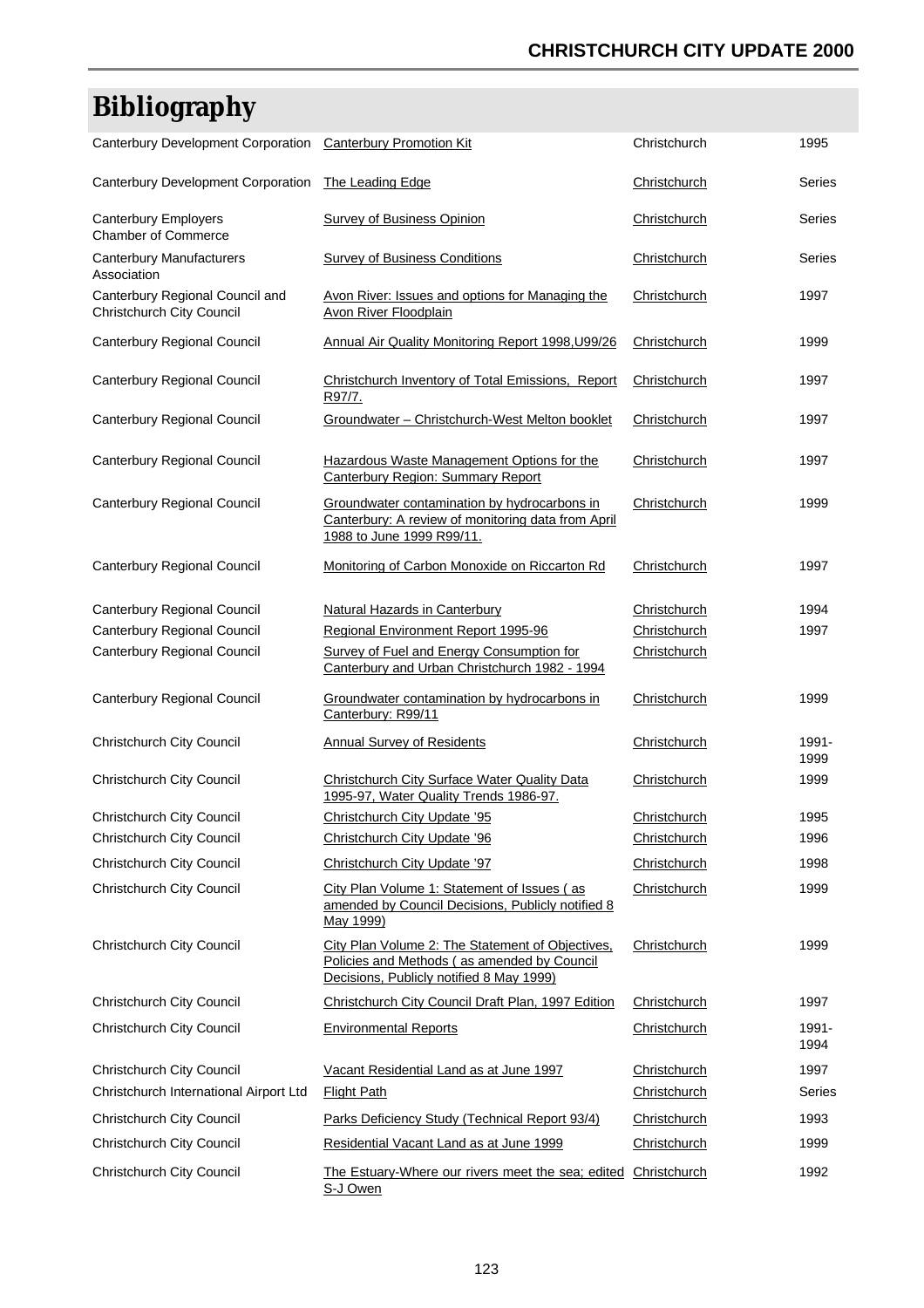# Bibliography

| | | | |
|---|---|---|---|
| Canterbury Development Corporation | Canterbury Promotion Kit | Christchurch | 1995 |
| Canterbury Development Corporation | The Leading Edge | Christchurch | Series |
| Canterbury Employers Chamber of Commerce | Survey of Business Opinion | Christchurch | Series |
| Canterbury Manufacturers Association | Survey of Business Conditions | Christchurch | Series |
| Canterbury Regional Council and Christchurch City Council | Avon River: Issues and options for Managing the Avon River Floodplain | Christchurch | 1997 |
| Canterbury Regional Council | Annual Air Quality Monitoring Report 1998,U99/26 | Christchurch | 1999 |
| Canterbury Regional Council | Christchurch Inventory of Total Emissions, Report R97/7. | Christchurch | 1997 |
| Canterbury Regional Council | Groundwater – Christchurch-West Melton booklet | Christchurch | 1997 |
| Canterbury Regional Council | Hazardous Waste Management Options for the Canterbury Region: Summary Report | Christchurch | 1997 |
| Canterbury Regional Council | Groundwater contamination by hydrocarbons in Canterbury: A review of monitoring data from April 1988 to June 1999 R99/11. | Christchurch | 1999 |
| Canterbury Regional Council | Monitoring of Carbon Monoxide on Riccarton Rd | Christchurch | 1997 |
| Canterbury Regional Council | Natural Hazards in Canterbury | Christchurch | 1994 |
| Canterbury Regional Council | Regional Environment Report 1995-96 | Christchurch | 1997 |
| Canterbury Regional Council | Survey of Fuel and Energy Consumption for Canterbury and Urban Christchurch 1982 - 1994 | Christchurch | |
| Canterbury Regional Council | Groundwater contamination by hydrocarbons in Canterbury: R99/11 | Christchurch | 1999 |
| Christchurch City Council | Annual Survey of Residents | Christchurch | 1991-1999 |
| Christchurch City Council | Christchurch City Surface Water Quality Data 1995-97, Water Quality Trends 1986-97. | Christchurch | 1999 |
| Christchurch City Council | Christchurch City Update '95 | Christchurch | 1995 |
| Christchurch City Council | Christchurch City Update '96 | Christchurch | 1996 |
| Christchurch City Council | Christchurch City Update '97 | Christchurch | 1998 |
| Christchurch City Council | City Plan Volume 1: Statement of Issues ( as amended by Council Decisions, Publicly notified 8 May 1999) | Christchurch | 1999 |
| Christchurch City Council | City Plan Volume 2: The Statement of Objectives, Policies and Methods ( as amended by Council Decisions, Publicly notified 8 May 1999) | Christchurch | 1999 |
| Christchurch City Council | Christchurch City Council Draft Plan, 1997 Edition | Christchurch | 1997 |
| Christchurch City Council | Environmental Reports | Christchurch | 1991-1994 |
| Christchurch City Council | Vacant Residential Land as at June 1997 | Christchurch | 1997 |
| Christchurch International Airport Ltd | Flight Path | Christchurch | Series |
| Christchurch City Council | Parks Deficiency Study (Technical Report 93/4) | Christchurch | 1993 |
| Christchurch City Council | Residential Vacant Land as at June 1999 | Christchurch | 1999 |
| Christchurch City Council | The Estuary-Where our rivers meet the sea; edited S-J Owen | Christchurch | 1992 |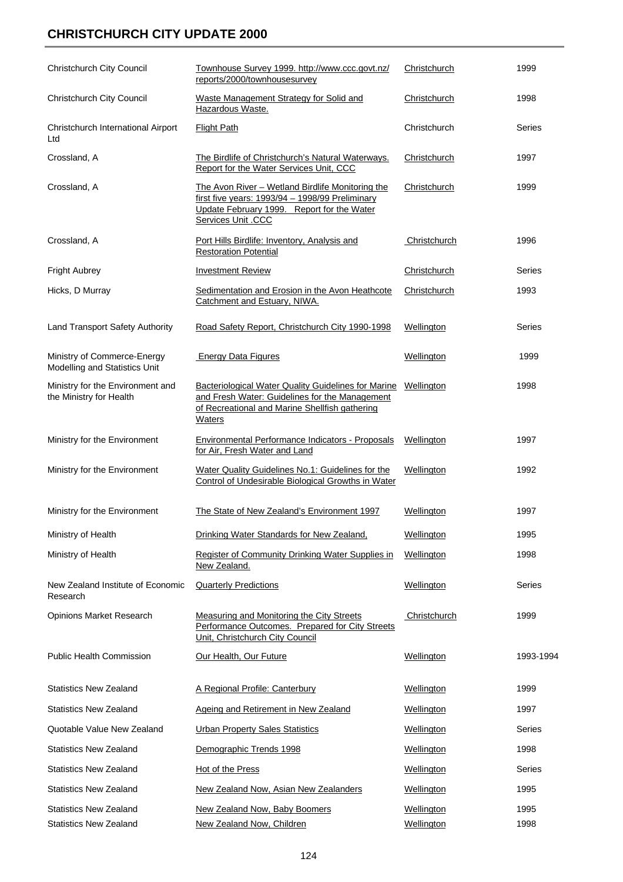# CHRISTCHURCH CITY UPDATE 2000

| | | | |
|---|---|---|---|
| Christchurch City Council | Townhouse Survey 1999. http://www.ccc.govt.nz/reports/2000/townhousesurvey | Christchurch | 1999 |
| Christchurch City Council | Waste Management Strategy for Solid and Hazardous Waste. | Christchurch | 1998 |
| Christchurch International Airport Ltd | Flight Path | Christchurch | Series |
| Crossland, A | The Birdlife of Christchurch's Natural Waterways. Report for the Water Services Unit, CCC | Christchurch | 1997 |
| Crossland, A | The Avon River – Wetland Birdlife Monitoring the first five years: 1993/94 – 1998/99 Preliminary Update February 1999. Report for the Water Services Unit .CCC | Christchurch | 1999 |
| Crossland, A | Port Hills Birdlife: Inventory, Analysis and Restoration Potential | Christchurch | 1996 |
| Fright Aubrey | Investment Review | Christchurch | Series |
| Hicks, D Murray | Sedimentation and Erosion in the Avon Heathcote Catchment and Estuary, NIWA. | Christchurch | 1993 |
| Land Transport Safety Authority | Road Safety Report, Christchurch City 1990-1998 | Wellington | Series |
| Ministry of Commerce-Energy Modelling and Statistics Unit | Energy Data Figures | Wellington | 1999 |
| Ministry for the Environment and the Ministry for Health | Bacteriological Water Quality Guidelines for Marine and Fresh Water: Guidelines for the Management of Recreational and Marine Shellfish gathering Waters | Wellington | 1998 |
| Ministry for the Environment | Environmental Performance Indicators - Proposals for Air, Fresh Water and Land | Wellington | 1997 |
| Ministry for the Environment | Water Quality Guidelines No.1: Guidelines for the Control of Undesirable Biological Growths in Water | Wellington | 1992 |
| Ministry for the Environment | The State of New Zealand's Environment 1997 | Wellington | 1997 |
| Ministry of Health | Drinking Water Standards for New Zealand, | Wellington | 1995 |
| Ministry of Health | Register of Community Drinking Water Supplies in New Zealand. | Wellington | 1998 |
| New Zealand Institute of Economic Research | Quarterly Predictions | Wellington | Series |
| Opinions Market Research | Measuring and Monitoring the City Streets Performance Outcomes. Prepared for City Streets Unit, Christchurch City Council | Christchurch | 1999 |
| Public Health Commission | Our Health, Our Future | Wellington | 1993-1994 |
| Statistics New Zealand | A Regional Profile: Canterbury | Wellington | 1999 |
| Statistics New Zealand | Ageing and Retirement in New Zealand | Wellington | 1997 |
| Quotable Value New Zealand | Urban Property Sales Statistics | Wellington | Series |
| Statistics New Zealand | Demographic Trends 1998 | Wellington | 1998 |
| Statistics New Zealand | Hot of the Press | Wellington | Series |
| Statistics New Zealand | New Zealand Now, Asian New Zealanders | Wellington | 1995 |
| Statistics New Zealand | New Zealand Now, Baby Boomers | Wellington | 1995 |
| Statistics New Zealand | New Zealand Now, Children | Wellington | 1998 |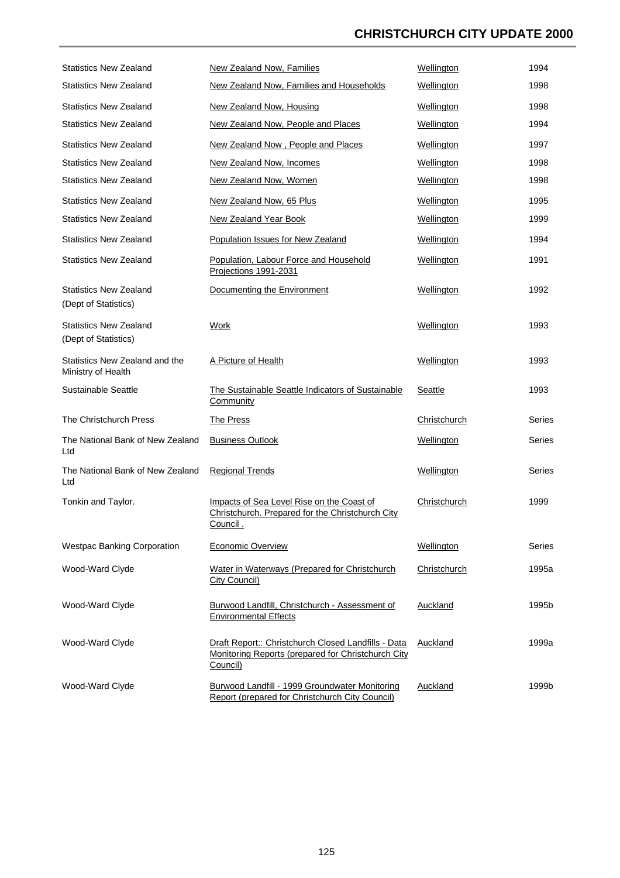| | | | |
|---|---|---|---|
| Statistics New Zealand | New Zealand Now, Families | Wellington | 1994 |
| Statistics New Zealand | New Zealand Now, Families and Households | Wellington | 1998 |
| Statistics New Zealand | New Zealand Now, Housing | Wellington | 1998 |
| Statistics New Zealand | New Zealand Now, People and Places | Wellington | 1994 |
| Statistics New Zealand | New Zealand Now , People and Places | Wellington | 1997 |
| Statistics New Zealand | New Zealand Now, Incomes | Wellington | 1998 |
| Statistics New Zealand | New Zealand Now, Women | Wellington | 1998 |
| Statistics New Zealand | New Zealand Now, 65 Plus | Wellington | 1995 |
| Statistics New Zealand | New Zealand Year Book | Wellington | 1999 |
| Statistics New Zealand | Population Issues for New Zealand | Wellington | 1994 |
| Statistics New Zealand | Population, Labour Force and Household Projections 1991-2031 | Wellington | 1991 |
| Statistics New Zealand (Dept of Statistics) | Documenting the Environment | Wellington | 1992 |
| Statistics New Zealand (Dept of Statistics) | Work | Wellington | 1993 |
| Statistics New Zealand and the Ministry of Health | A Picture of Health | Wellington | 1993 |
| Sustainable Seattle | The Sustainable Seattle Indicators of Sustainable Community | Seattle | 1993 |
| The Christchurch Press | The Press | Christchurch | Series |
| The National Bank of New Zealand Ltd | Business Outlook | Wellington | Series |
| The National Bank of New Zealand Ltd | Regional Trends | Wellington | Series |
| Tonkin and Taylor. | Impacts of Sea Level Rise on the Coast of Christchurch. Prepared for the Christchurch City Council . | Christchurch | 1999 |
| Westpac Banking Corporation | Economic Overview | Wellington | Series |
| Wood-Ward Clyde | Water in Waterways (Prepared for Christchurch City Council) | Christchurch | 1995a |
| Wood-Ward Clyde | Burwood Landfill, Christchurch - Assessment of Environmental Effects | Auckland | 1995b |
| Wood-Ward Clyde | Draft Report:: Christchurch Closed Landfills - Data Monitoring Reports (prepared for Christchurch City Council) | Auckland | 1999a |
| Wood-Ward Clyde | Burwood Landfill - 1999 Groundwater Monitoring Report (prepared for Christchurch City Council) | Auckland | 1999b |